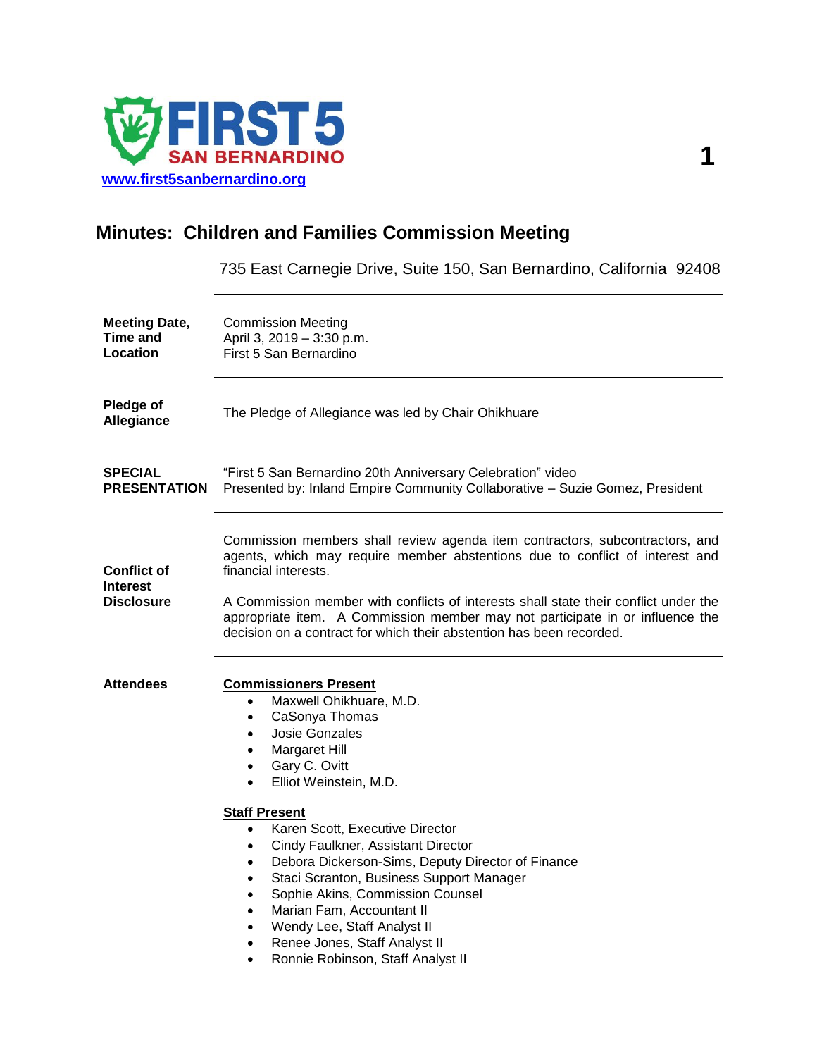FIRST 5 SAN BERNARDINO

www.first5sanbernardino.org

# Minutes: Children and Families Commission Meeting

735 East Carnegie Drive, Suite 150, San Bernardino, California 92408

**Meeting Date, Time and Location**

Commission Meeting
April 3, 2019 – 3:30 p.m.
First 5 San Bernardino

**Pledge of Allegiance**

The Pledge of Allegiance was led by Chair Ohikhuare

**SPECIAL PRESENTATION**

"First 5 San Bernardino 20th Anniversary Celebration" video
Presented by: Inland Empire Community Collaborative – Suzie Gomez, President

**Conflict of Interest Disclosure**

Commission members shall review agenda item contractors, subcontractors, and agents, which may require member abstentions due to conflict of interest and financial interests.

A Commission member with conflicts of interests shall state their conflict under the appropriate item. A Commission member may not participate in or influence the decision on a contract for which their abstention has been recorded.

**Attendees**

**Commissioners Present**

- Maxwell Ohikhuare, M.D.
- CaSonya Thomas
- Josie Gonzales
- Margaret Hill
- Gary C. Ovitt
- Elliot Weinstein, M.D.

**Staff Present**

- Karen Scott, Executive Director
- Cindy Faulkner, Assistant Director
- Debora Dickerson-Sims, Deputy Director of Finance
- Staci Scranton, Business Support Manager
- Sophie Akins, Commission Counsel
- Marian Fam, Accountant II
- Wendy Lee, Staff Analyst II
- Renee Jones, Staff Analyst II
- Ronnie Robinson, Staff Analyst II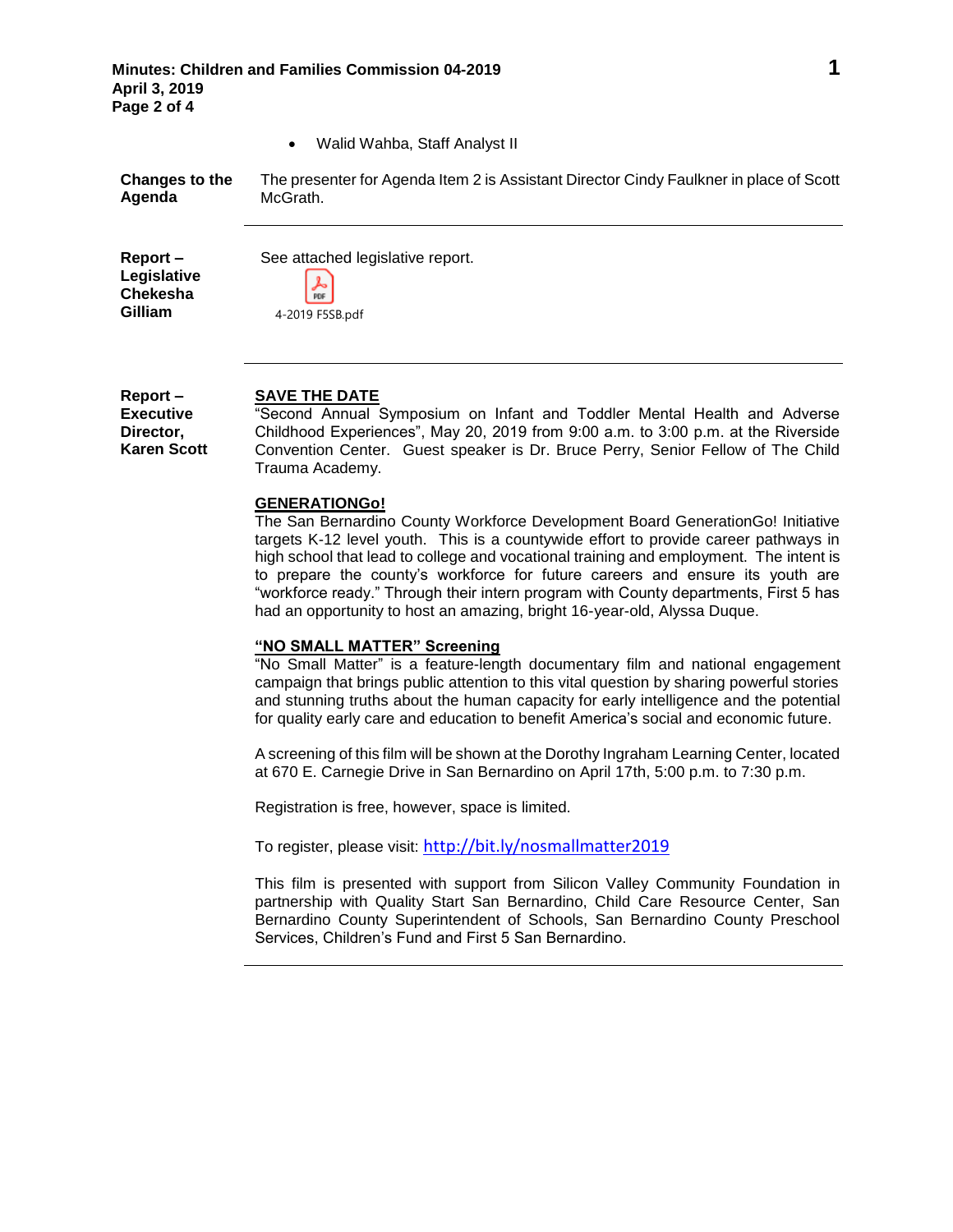- Walid Wahba, Staff Analyst II

| | |
|---|---|
| **Changes to the Agenda** | The presenter for Agenda Item 2 is Assistant Director Cindy Faulkner in place of Scott McGrath. |
| **Report – Legislative Chekesha Gilliam** | See attached legislative report. 4-2019 F5SB.pdf |

**Report – Executive Director, Karen Scott**

**SAVE THE DATE**

"Second Annual Symposium on Infant and Toddler Mental Health and Adverse Childhood Experiences", May 20, 2019 from 9:00 a.m. to 3:00 p.m. at the Riverside Convention Center. Guest speaker is Dr. Bruce Perry, Senior Fellow of The Child Trauma Academy.

**GENERATIONGo!**

The San Bernardino County Workforce Development Board GenerationGo! Initiative targets K-12 level youth. This is a countywide effort to provide career pathways in high school that lead to college and vocational training and employment. The intent is to prepare the county's workforce for future careers and ensure its youth are "workforce ready." Through their intern program with County departments, First 5 has had an opportunity to host an amazing, bright 16-year-old, Alyssa Duque.

**"NO SMALL MATTER" Screening**

"No Small Matter" is a feature-length documentary film and national engagement campaign that brings public attention to this vital question by sharing powerful stories and stunning truths about the human capacity for early intelligence and the potential for quality early care and education to benefit America's social and economic future.

A screening of this film will be shown at the Dorothy Ingraham Learning Center, located at 670 E. Carnegie Drive in San Bernardino on April 17th, 5:00 p.m. to 7:30 p.m.

Registration is free, however, space is limited.

To register, please visit: http://bit.ly/nosmallmatter2019

This film is presented with support from Silicon Valley Community Foundation in partnership with Quality Start San Bernardino, Child Care Resource Center, San Bernardino County Superintendent of Schools, San Bernardino County Preschool Services, Children's Fund and First 5 San Bernardino.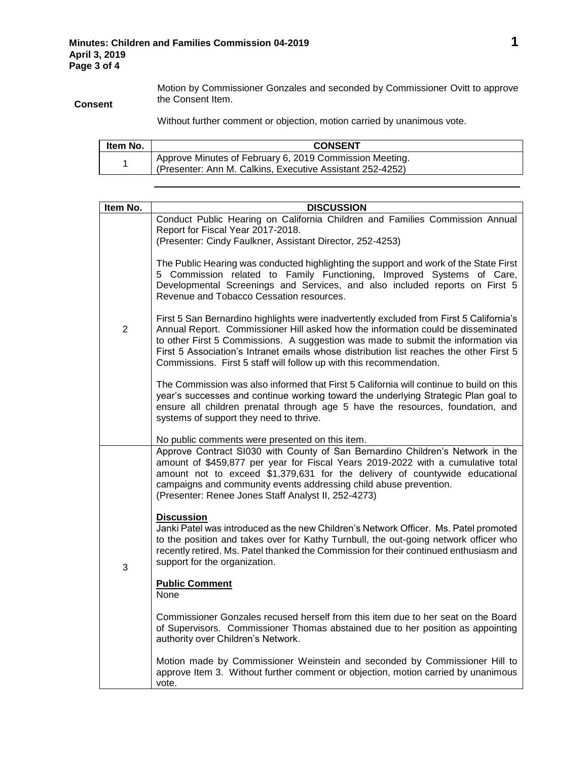**Consent**

Motion by Commissioner Gonzales and seconded by Commissioner Ovitt to approve the Consent Item.

Without further comment or objection, motion carried by unanimous vote.

| Item No. | CONSENT |
|---|---|
| 1 | Approve Minutes of February 6, 2019 Commission Meeting.<br>(Presenter: Ann M. Calkins, Executive Assistant 252-4252) |

| Item No. | DISCUSSION |
|---|---|
| 2 | Conduct Public Hearing on California Children and Families Commission Annual Report for Fiscal Year 2017-2018.<br>(Presenter: Cindy Faulkner, Assistant Director, 252-4253)<br><br>The Public Hearing was conducted highlighting the support and work of the State First 5 Commission related to Family Functioning, Improved Systems of Care, Developmental Screenings and Services, and also included reports on First 5 Revenue and Tobacco Cessation resources.<br><br>First 5 San Bernardino highlights were inadvertently excluded from First 5 California's Annual Report. Commissioner Hill asked how the information could be disseminated to other First 5 Commissions. A suggestion was made to submit the information via First 5 Association's Intranet emails whose distribution list reaches the other First 5 Commissions. First 5 staff will follow up with this recommendation.<br><br>The Commission was also informed that First 5 California will continue to build on this year's successes and continue working toward the underlying Strategic Plan goal to ensure all children prenatal through age 5 have the resources, foundation, and systems of support they need to thrive.<br><br>No public comments were presented on this item. |
| 3 | Approve Contract SI030 with County of San Bernardino Children's Network in the amount of $459,877 per year for Fiscal Years 2019-2022 with a cumulative total amount not to exceed $1,379,631 for the delivery of countywide educational campaigns and community events addressing child abuse prevention.<br>(Presenter: Renee Jones Staff Analyst II, 252-4273)<br><br>**Discussion**<br>Janki Patel was introduced as the new Children's Network Officer. Ms. Patel promoted to the position and takes over for Kathy Turnbull, the out-going network officer who recently retired. Ms. Patel thanked the Commission for their continued enthusiasm and support for the organization.<br><br>**Public Comment**<br>None<br><br>Commissioner Gonzales recused herself from this item due to her seat on the Board of Supervisors. Commissioner Thomas abstained due to her position as appointing authority over Children's Network.<br><br>Motion made by Commissioner Weinstein and seconded by Commissioner Hill to approve Item 3. Without further comment or objection, motion carried by unanimous vote. |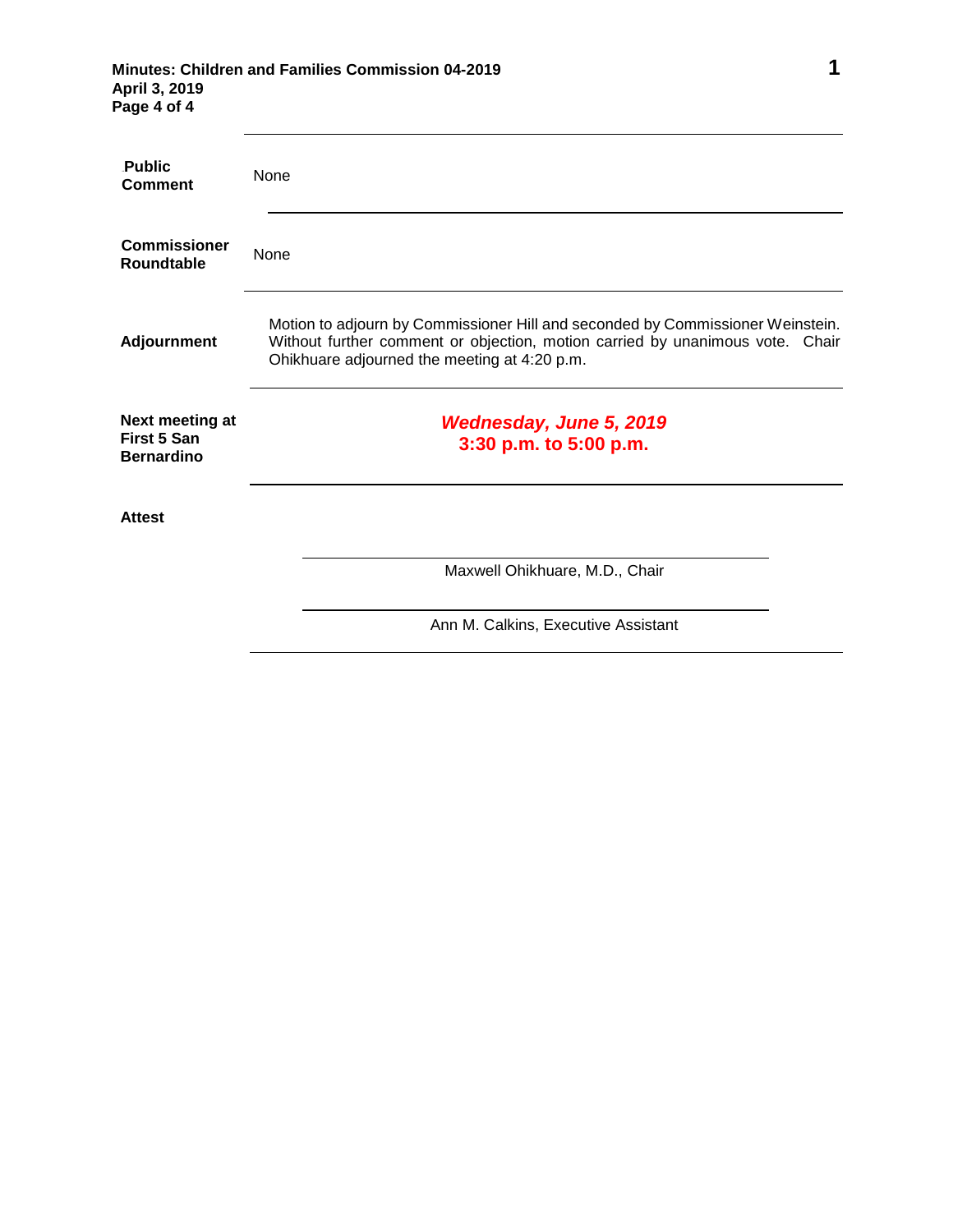| | |
|---|---|
| **Public Comment** | None |
| **Commissioner Roundtable** | None |
| **Adjournment** | Motion to adjourn by Commissioner Hill and seconded by Commissioner Weinstein. Without further comment or objection, motion carried by unanimous vote. Chair Ohikhuare adjourned the meeting at 4:20 p.m. |
| **Next meeting at First 5 San Bernardino** | ***Wednesday, June 5, 2019*** **3:30 p.m. to 5:00 p.m.** |
| **Attest** | |

Maxwell Ohikhuare, M.D., Chair

Ann M. Calkins, Executive Assistant